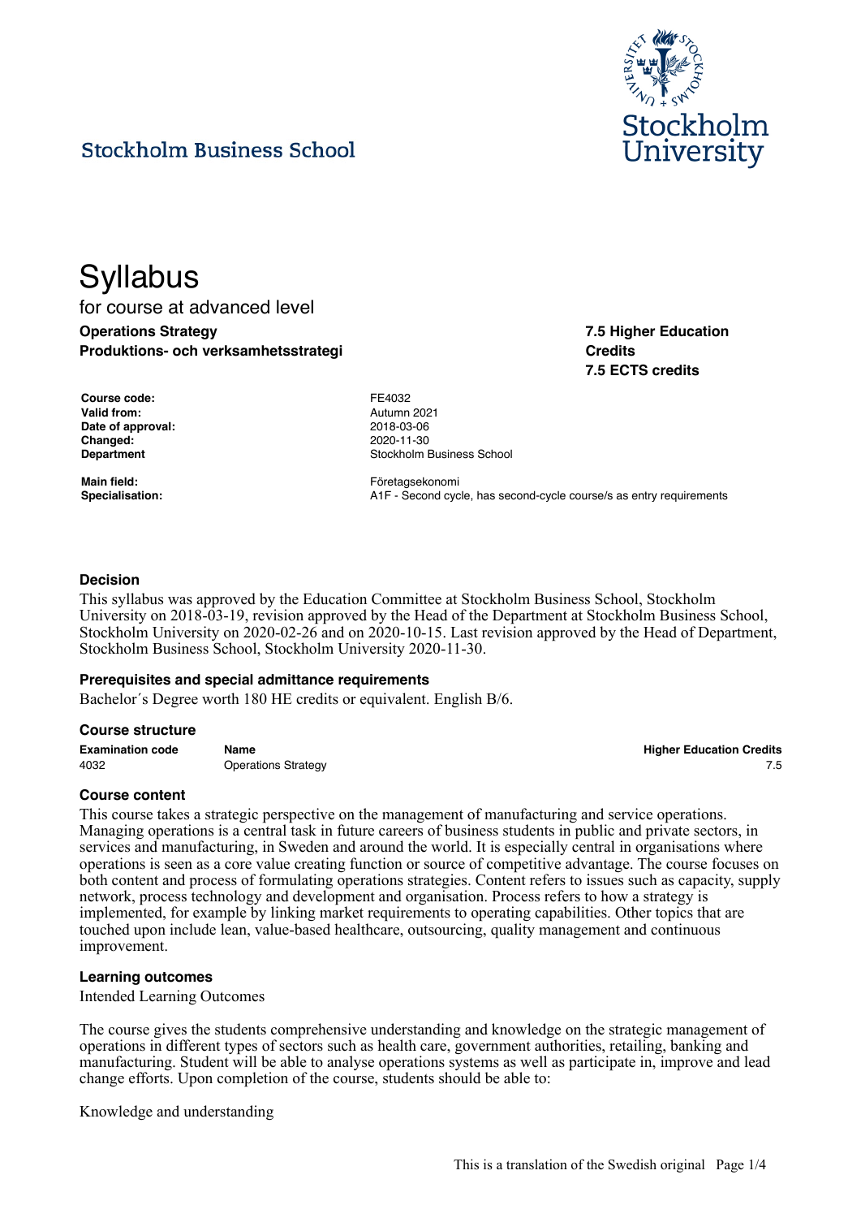Stockholm Business School

# Syllabus

for course at advanced level

**Operations Strategy**
**Produktions- och verksamhetsstrategi**

**7.5 Higher Education Credits**
**7.5 ECTS credits**

| | |
|---|---|
| **Course code:** | FE4032 |
| **Valid from:** | Autumn 2021 |
| **Date of approval:** | 2018-03-06 |
| **Changed:** | 2020-11-30 |
| **Department** | Stockholm Business School |
| **Main field:** | Företagsekonomi |
| **Specialisation:** | A1F - Second cycle, has second-cycle course/s as entry requirements |

## Decision

This syllabus was approved by the Education Committee at Stockholm Business School, Stockholm University on 2018-03-19, revision approved by the Head of the Department at Stockholm Business School, Stockholm University on 2020-02-26 and on 2020-10-15. Last revision approved by the Head of Department, Stockholm Business School, Stockholm University 2020-11-30.

## Prerequisites and special admittance requirements

Bachelor´s Degree worth 180 HE credits or equivalent. English B/6.

## Course structure

| Examination code | Name | Higher Education Credits |
|---|---|---|
| 4032 | Operations Strategy | 7.5 |

## Course content

This course takes a strategic perspective on the management of manufacturing and service operations. Managing operations is a central task in future careers of business students in public and private sectors, in services and manufacturing, in Sweden and around the world. It is especially central in organisations where operations is seen as a core value creating function or source of competitive advantage. The course focuses on both content and process of formulating operations strategies. Content refers to issues such as capacity, supply network, process technology and development and organisation. Process refers to how a strategy is implemented, for example by linking market requirements to operating capabilities. Other topics that are touched upon include lean, value-based healthcare, outsourcing, quality management and continuous improvement.

## Learning outcomes

Intended Learning Outcomes

The course gives the students comprehensive understanding and knowledge on the strategic management of operations in different types of sectors such as health care, government authorities, retailing, banking and manufacturing. Student will be able to analyse operations systems as well as participate in, improve and lead change efforts. Upon completion of the course, students should be able to:

Knowledge and understanding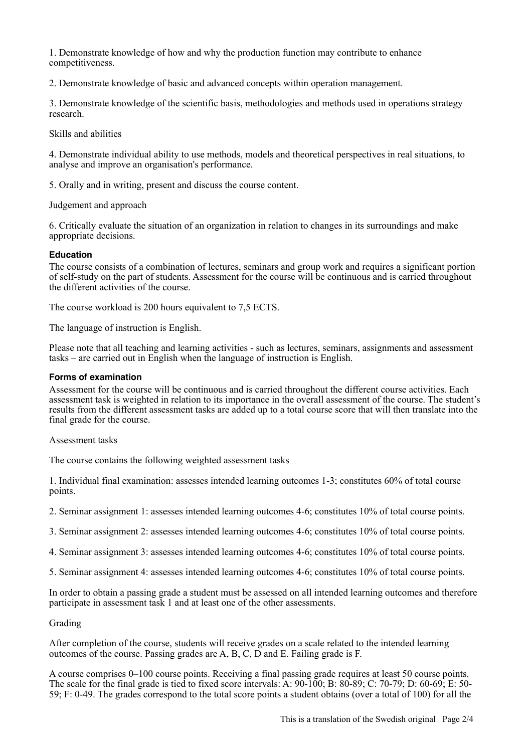1. Demonstrate knowledge of how and why the production function may contribute to enhance competitiveness.

2. Demonstrate knowledge of basic and advanced concepts within operation management.

3. Demonstrate knowledge of the scientific basis, methodologies and methods used in operations strategy research.

Skills and abilities

4. Demonstrate individual ability to use methods, models and theoretical perspectives in real situations, to analyse and improve an organisation's performance.

5. Orally and in writing, present and discuss the course content.

Judgement and approach

6. Critically evaluate the situation of an organization in relation to changes in its surroundings and make appropriate decisions.

### Education

The course consists of a combination of lectures, seminars and group work and requires a significant portion of self-study on the part of students. Assessment for the course will be continuous and is carried throughout the different activities of the course.

The course workload is 200 hours equivalent to 7,5 ECTS.

The language of instruction is English.

Please note that all teaching and learning activities - such as lectures, seminars, assignments and assessment tasks – are carried out in English when the language of instruction is English.

### Forms of examination

Assessment for the course will be continuous and is carried throughout the different course activities. Each assessment task is weighted in relation to its importance in the overall assessment of the course. The student's results from the different assessment tasks are added up to a total course score that will then translate into the final grade for the course.

Assessment tasks

The course contains the following weighted assessment tasks

1. Individual final examination: assesses intended learning outcomes 1-3; constitutes 60% of total course points.

2. Seminar assignment 1: assesses intended learning outcomes 4-6; constitutes 10% of total course points.

3. Seminar assignment 2: assesses intended learning outcomes 4-6; constitutes 10% of total course points.

4. Seminar assignment 3: assesses intended learning outcomes 4-6; constitutes 10% of total course points.

5. Seminar assignment 4: assesses intended learning outcomes 4-6; constitutes 10% of total course points.

In order to obtain a passing grade a student must be assessed on all intended learning outcomes and therefore participate in assessment task 1 and at least one of the other assessments.

Grading

After completion of the course, students will receive grades on a scale related to the intended learning outcomes of the course. Passing grades are A, B, C, D and E. Failing grade is F.

A course comprises 0–100 course points. Receiving a final passing grade requires at least 50 course points. The scale for the final grade is tied to fixed score intervals: A: 90-100; B: 80-89; C: 70-79; D: 60-69; E: 50-59; F: 0-49. The grades correspond to the total score points a student obtains (over a total of 100) for all the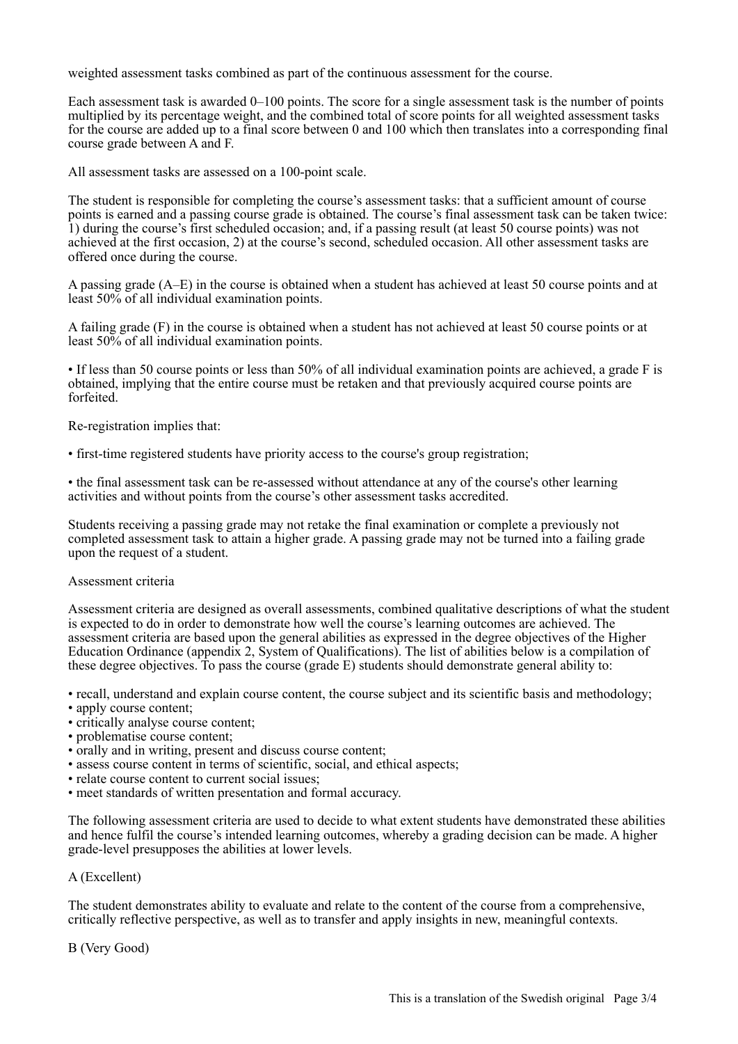weighted assessment tasks combined as part of the continuous assessment for the course.

Each assessment task is awarded 0–100 points. The score for a single assessment task is the number of points multiplied by its percentage weight, and the combined total of score points for all weighted assessment tasks for the course are added up to a final score between 0 and 100 which then translates into a corresponding final course grade between A and F.

All assessment tasks are assessed on a 100-point scale.

The student is responsible for completing the course's assessment tasks: that a sufficient amount of course points is earned and a passing course grade is obtained. The course's final assessment task can be taken twice: 1) during the course's first scheduled occasion; and, if a passing result (at least 50 course points) was not achieved at the first occasion, 2) at the course's second, scheduled occasion. All other assessment tasks are offered once during the course.

A passing grade (A–E) in the course is obtained when a student has achieved at least 50 course points and at least 50% of all individual examination points.

A failing grade (F) in the course is obtained when a student has not achieved at least 50 course points or at least 50% of all individual examination points.

- If less than 50 course points or less than 50% of all individual examination points are achieved, a grade F is obtained, implying that the entire course must be retaken and that previously acquired course points are forfeited.

Re-registration implies that:

- first-time registered students have priority access to the course's group registration;

- the final assessment task can be re-assessed without attendance at any of the course's other learning activities and without points from the course's other assessment tasks accredited.

Students receiving a passing grade may not retake the final examination or complete a previously not completed assessment task to attain a higher grade. A passing grade may not be turned into a failing grade upon the request of a student.

## Assessment criteria

Assessment criteria are designed as overall assessments, combined qualitative descriptions of what the student is expected to do in order to demonstrate how well the course's learning outcomes are achieved. The assessment criteria are based upon the general abilities as expressed in the degree objectives of the Higher Education Ordinance (appendix 2, System of Qualifications). The list of abilities below is a compilation of these degree objectives. To pass the course (grade E) students should demonstrate general ability to:

- recall, understand and explain course content, the course subject and its scientific basis and methodology;
- apply course content;
- critically analyse course content;
- problematise course content;
- orally and in writing, present and discuss course content;
- assess course content in terms of scientific, social, and ethical aspects;
- relate course content to current social issues;
- meet standards of written presentation and formal accuracy.

The following assessment criteria are used to decide to what extent students have demonstrated these abilities and hence fulfil the course's intended learning outcomes, whereby a grading decision can be made. A higher grade-level presupposes the abilities at lower levels.

### A (Excellent)

The student demonstrates ability to evaluate and relate to the content of the course from a comprehensive, critically reflective perspective, as well as to transfer and apply insights in new, meaningful contexts.

### B (Very Good)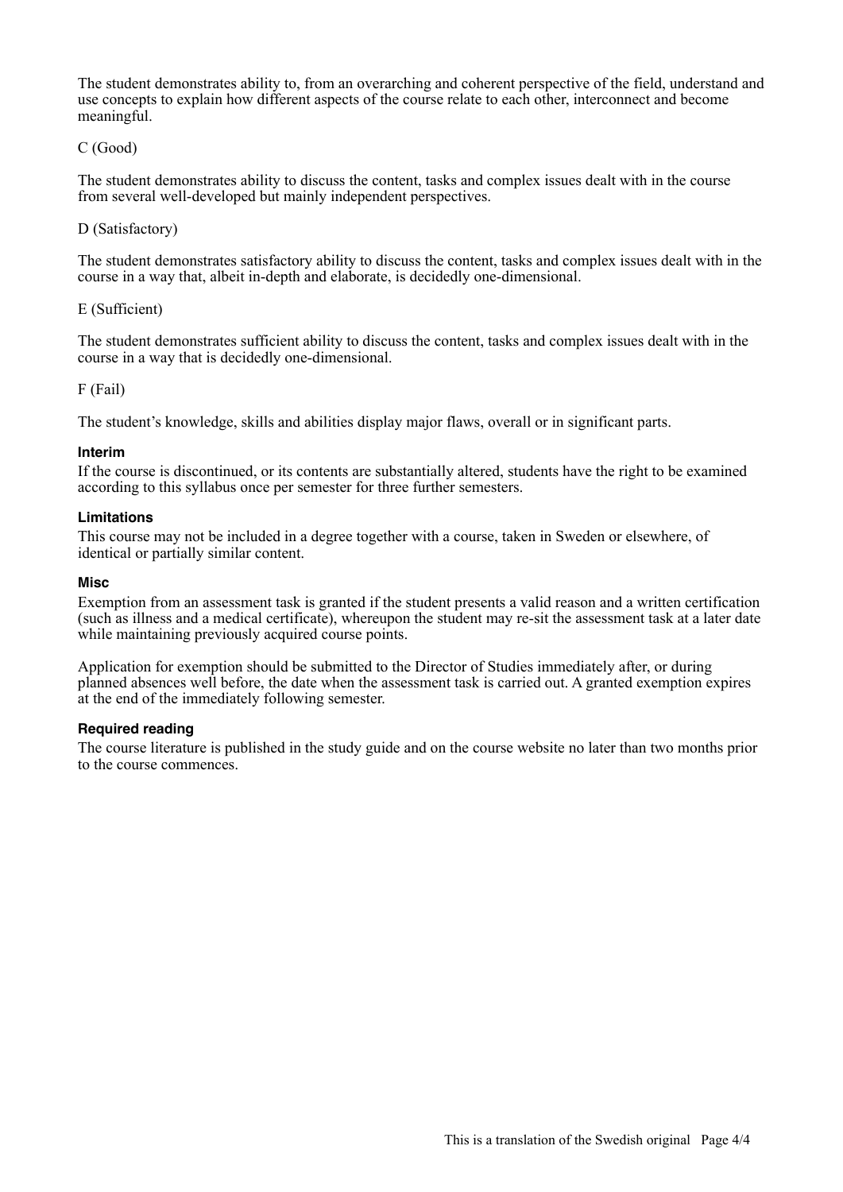The student demonstrates ability to, from an overarching and coherent perspective of the field, understand and use concepts to explain how different aspects of the course relate to each other, interconnect and become meaningful.

C (Good)

The student demonstrates ability to discuss the content, tasks and complex issues dealt with in the course from several well-developed but mainly independent perspectives.

D (Satisfactory)

The student demonstrates satisfactory ability to discuss the content, tasks and complex issues dealt with in the course in a way that, albeit in-depth and elaborate, is decidedly one-dimensional.

E (Sufficient)

The student demonstrates sufficient ability to discuss the content, tasks and complex issues dealt with in the course in a way that is decidedly one-dimensional.

F (Fail)

The student's knowledge, skills and abilities display major flaws, overall or in significant parts.

### Interim

If the course is discontinued, or its contents are substantially altered, students have the right to be examined according to this syllabus once per semester for three further semesters.

### Limitations

This course may not be included in a degree together with a course, taken in Sweden or elsewhere, of identical or partially similar content.

### Misc

Exemption from an assessment task is granted if the student presents a valid reason and a written certification (such as illness and a medical certificate), whereupon the student may re-sit the assessment task at a later date while maintaining previously acquired course points.

Application for exemption should be submitted to the Director of Studies immediately after, or during planned absences well before, the date when the assessment task is carried out. A granted exemption expires at the end of the immediately following semester.

### Required reading

The course literature is published in the study guide and on the course website no later than two months prior to the course commences.

This is a translation of the Swedish original